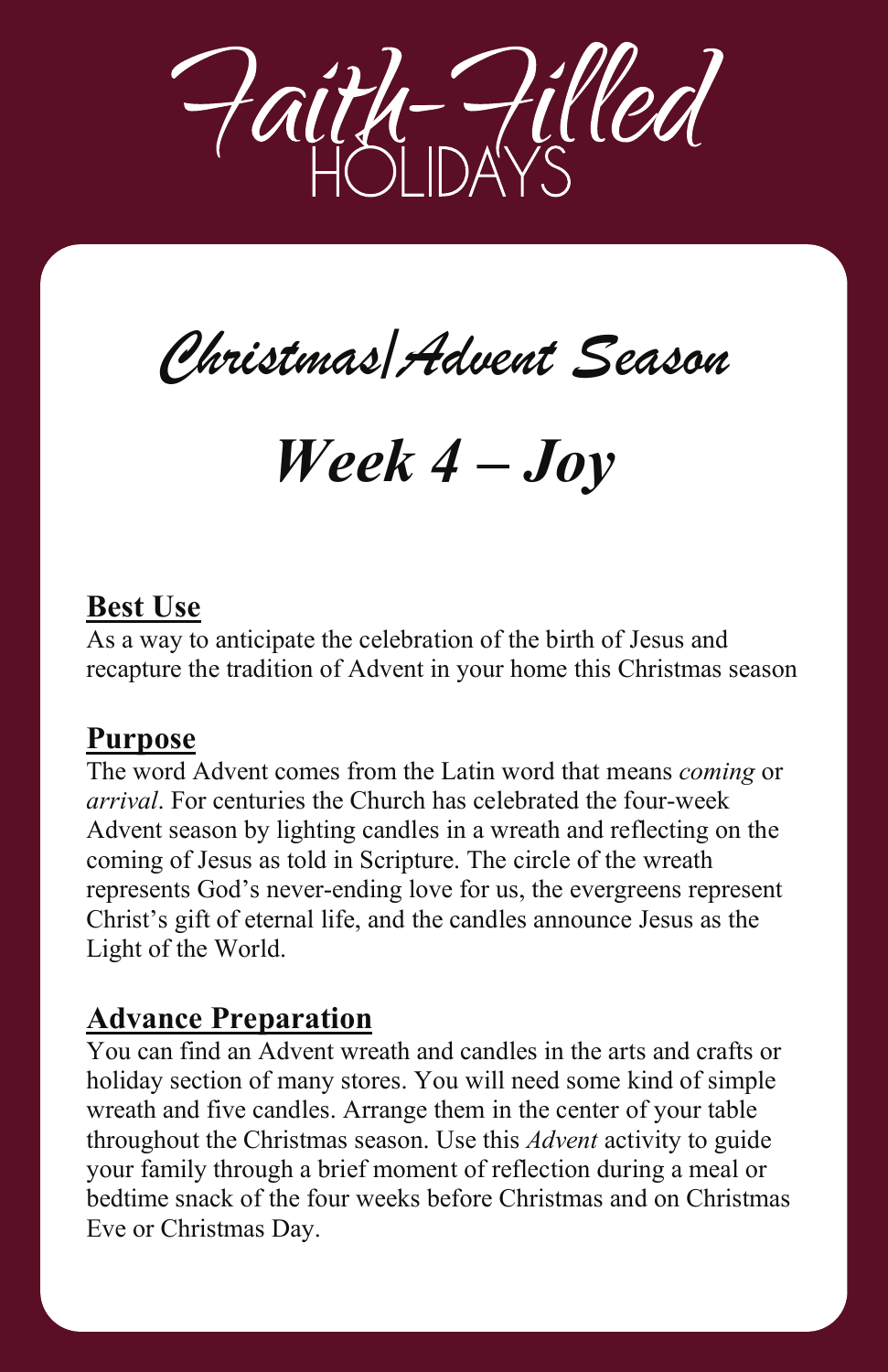# Faith-Filled HOLIDAYS

## *Christmas/Advent Season*

# *Week 4 – Joy*

### Best Use

As a way to anticipate the celebration of the birth of Jesus and recapture the tradition of Advent in your home this Christmas season

### Purpose

The word Advent comes from the Latin word that means *coming* or *arrival*. For centuries the Church has celebrated the four-week Advent season by lighting candles in a wreath and reflecting on the coming of Jesus as told in Scripture. The circle of the wreath represents God's never-ending love for us, the evergreens represent Christ's gift of eternal life, and the candles announce Jesus as the Light of the World.

### Advance Preparation

You can find an Advent wreath and candles in the arts and crafts or holiday section of many stores. You will need some kind of simple wreath and five candles. Arrange them in the center of your table throughout the Christmas season. Use this *Advent* activity to guide your family through a brief moment of reflection during a meal or bedtime snack of the four weeks before Christmas and on Christmas Eve or Christmas Day.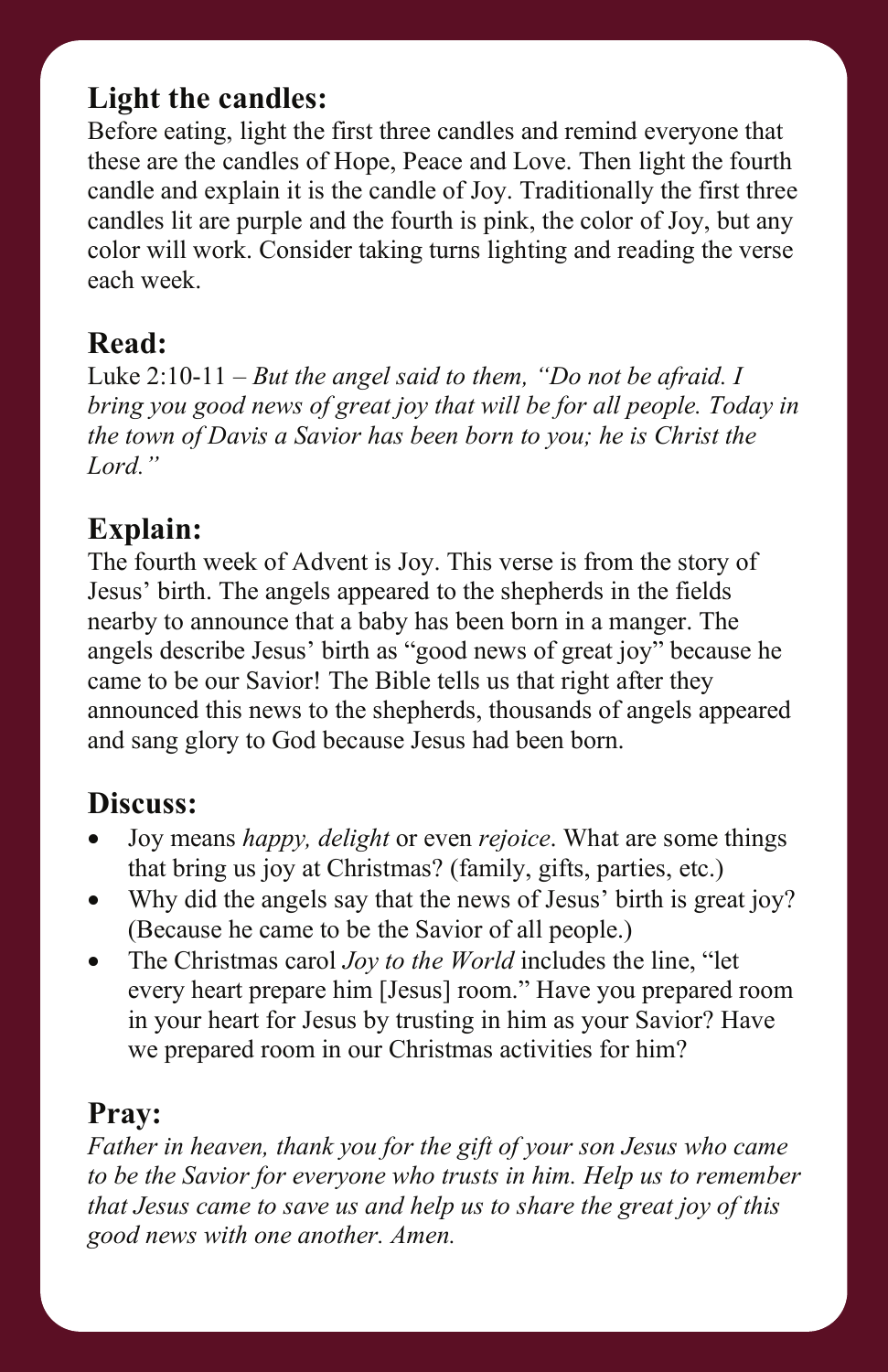## Light the candles:

Before eating, light the first three candles and remind everyone that these are the candles of Hope, Peace and Love. Then light the fourth candle and explain it is the candle of Joy. Traditionally the first three candles lit are purple and the fourth is pink, the color of Joy, but any color will work. Consider taking turns lighting and reading the verse each week.

## Read:

Luke 2:10-11 – *But the angel said to them, "Do not be afraid. I bring you good news of great joy that will be for all people. Today in the town of Davis a Savior has been born to you; he is Christ the Lord."*

## Explain:

The fourth week of Advent is Joy. This verse is from the story of Jesus' birth. The angels appeared to the shepherds in the fields nearby to announce that a baby has been born in a manger. The angels describe Jesus' birth as "good news of great joy" because he came to be our Savior! The Bible tells us that right after they announced this news to the shepherds, thousands of angels appeared and sang glory to God because Jesus had been born.

## Discuss:

- Joy means *happy, delight* or even *rejoice*. What are some things that bring us joy at Christmas? (family, gifts, parties, etc.)
- Why did the angels say that the news of Jesus' birth is great joy? (Because he came to be the Savior of all people.)
- The Christmas carol *Joy to the World* includes the line, "let every heart prepare him [Jesus] room." Have you prepared room in your heart for Jesus by trusting in him as your Savior? Have we prepared room in our Christmas activities for him?

## Pray:

*Father in heaven, thank you for the gift of your son Jesus who came to be the Savior for everyone who trusts in him. Help us to remember that Jesus came to save us and help us to share the great joy of this good news with one another. Amen.*